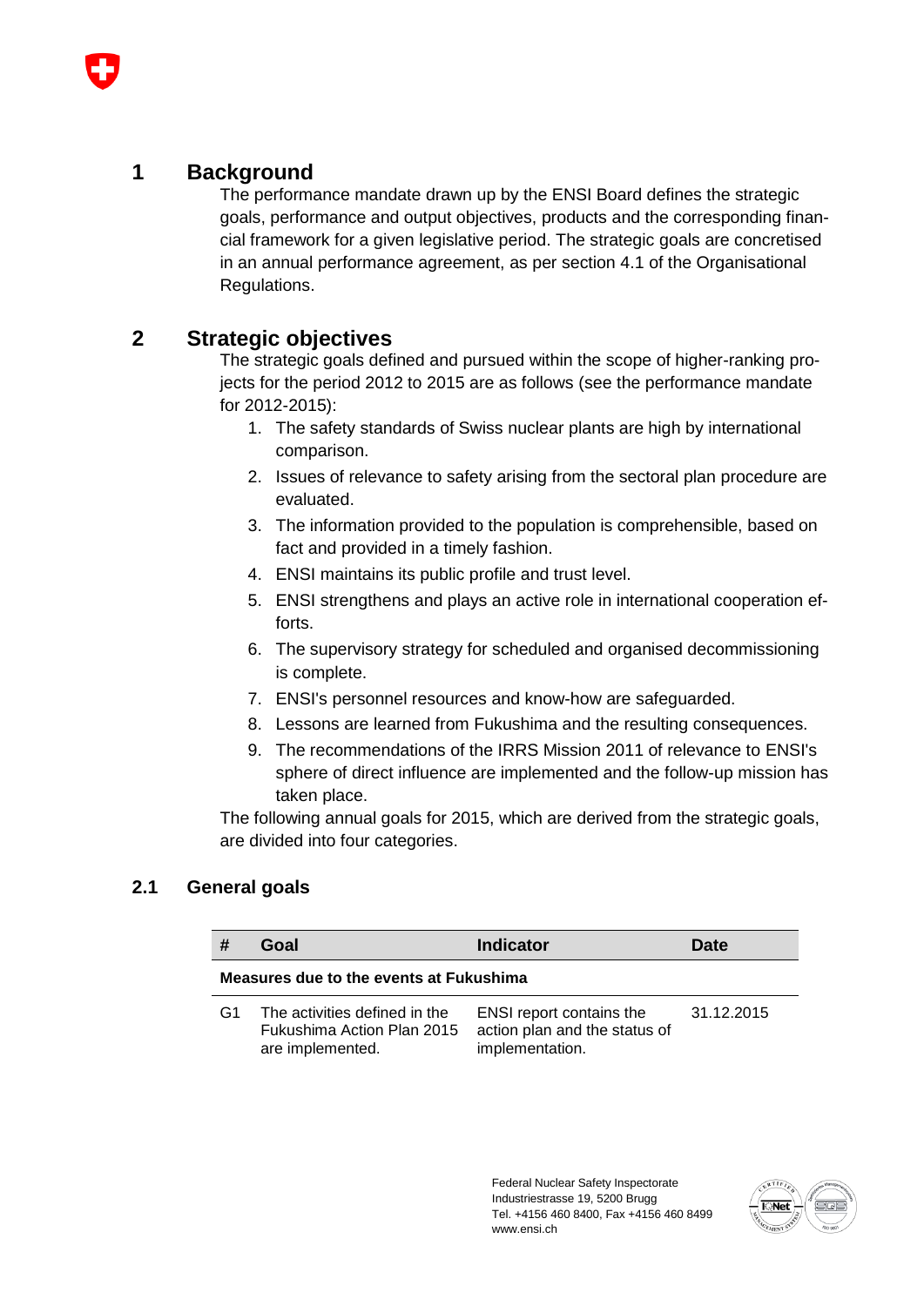# 1 Background

The performance mandate drawn up by the ENSI Board defines the strategic goals, performance and output objectives, products and the corresponding financial framework for a given legislative period. The strategic goals are concretised in an annual performance agreement, as per section 4.1 of the Organisational Regulations.

# 2 Strategic objectives

The strategic goals defined and pursued within the scope of higher-ranking projects for the period 2012 to 2015 are as follows (see the performance mandate for 2012-2015):

1. The safety standards of Swiss nuclear plants are high by international comparison.
2. Issues of relevance to safety arising from the sectoral plan procedure are evaluated.
3. The information provided to the population is comprehensible, based on fact and provided in a timely fashion.
4. ENSI maintains its public profile and trust level.
5. ENSI strengthens and plays an active role in international cooperation efforts.
6. The supervisory strategy for scheduled and organised decommissioning is complete.
7. ENSI's personnel resources and know-how are safeguarded.
8. Lessons are learned from Fukushima and the resulting consequences.
9. The recommendations of the IRRS Mission 2011 of relevance to ENSI's sphere of direct influence are implemented and the follow-up mission has taken place.

The following annual goals for 2015, which are derived from the strategic goals, are divided into four categories.

## 2.1 General goals

| # | Goal | Indicator | Date |
|---|---|---|---|
| **Measures due to the events at Fukushima** | | | |
| G1 | The activities defined in the Fukushima Action Plan 2015 are implemented. | ENSI report contains the action plan and the status of implementation. | 31.12.2015 |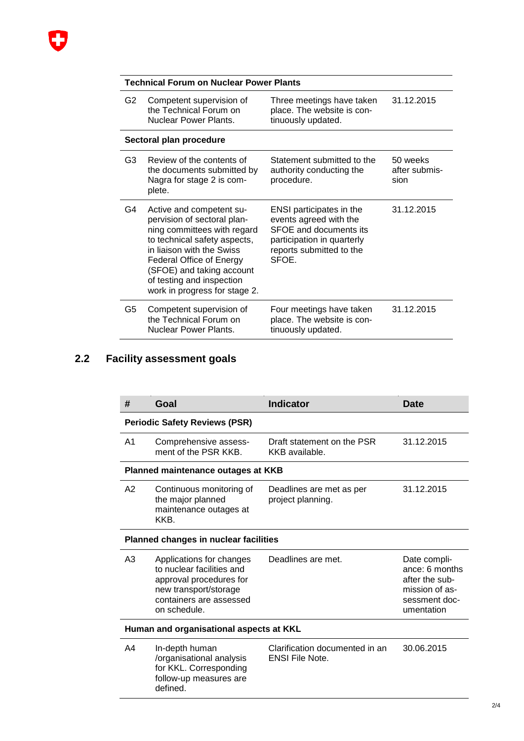| | | | |
|---|---|---|---|
| **Technical Forum on Nuclear Power Plants** | | | |
| G2 | Competent supervision of the Technical Forum on Nuclear Power Plants. | Three meetings have taken place. The website is continuously updated. | 31.12.2015 |
| **Sectoral plan procedure** | | | |
| G3 | Review of the contents of the documents submitted by Nagra for stage 2 is complete. | Statement submitted to the authority conducting the procedure. | 50 weeks after submission |
| G4 | Active and competent supervision of sectoral planning committees with regard to technical safety aspects, in liaison with the Swiss Federal Office of Energy (SFOE) and taking account of testing and inspection work in progress for stage 2. | ENSI participates in the events agreed with the SFOE and documents its participation in quarterly reports submitted to the SFOE. | 31.12.2015 |
| G5 | Competent supervision of the Technical Forum on Nuclear Power Plants. | Four meetings have taken place. The website is continuously updated. | 31.12.2015 |

## 2.2 Facility assessment goals

| # | Goal | Indicator | Date |
|---|---|---|---|
| **Periodic Safety Reviews (PSR)** | | | |
| A1 | Comprehensive assessment of the PSR KKB. | Draft statement on the PSR KKB available. | 31.12.2015 |
| **Planned maintenance outages at KKB** | | | |
| A2 | Continuous monitoring of the major planned maintenance outages at KKB. | Deadlines are met as per project planning. | 31.12.2015 |
| **Planned changes in nuclear facilities** | | | |
| A3 | Applications for changes to nuclear facilities and approval procedures for new transport/storage containers are assessed on schedule. | Deadlines are met. | Date compliance: 6 months after the submission of assessment documentation |
| **Human and organisational aspects at KKL** | | | |
| A4 | In-depth human /organisational analysis for KKL. Corresponding follow-up measures are defined. | Clarification documented in an ENSI File Note. | 30.06.2015 |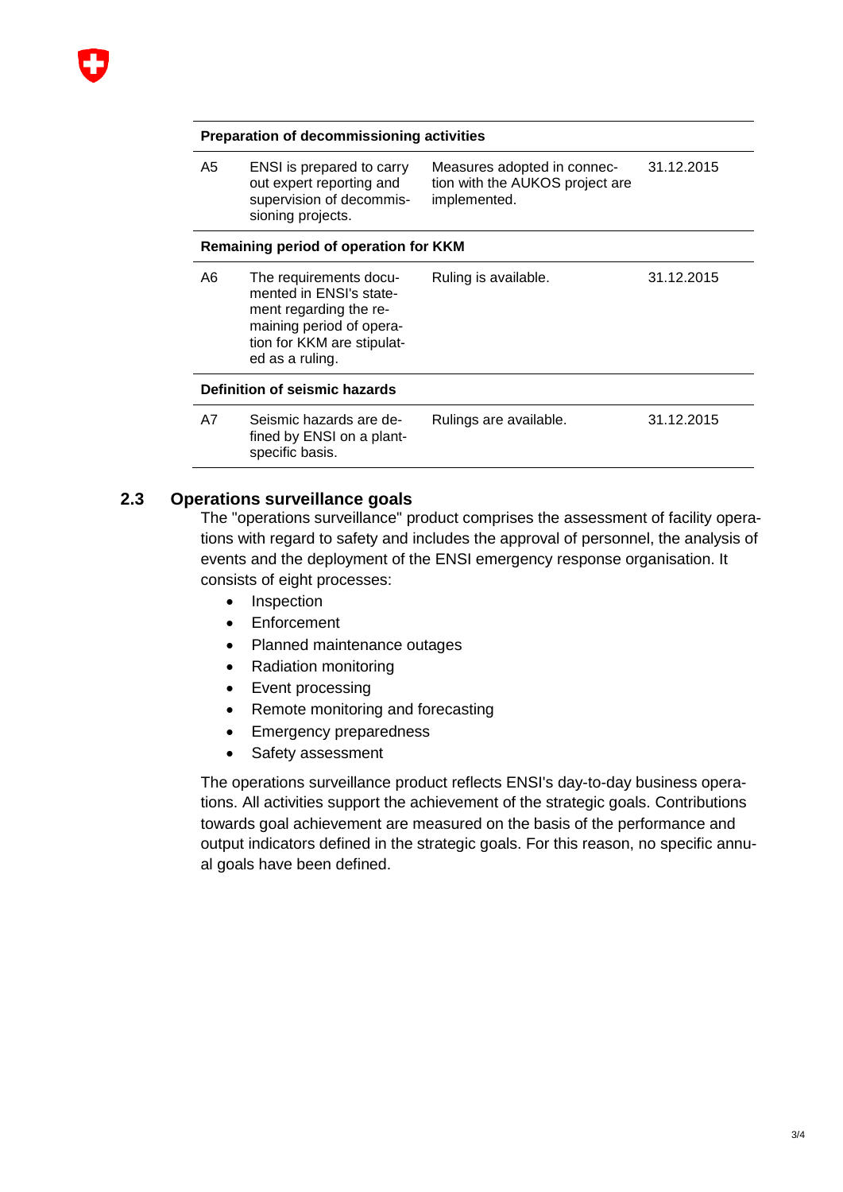| | | | |
|---|---|---|---|
| **Preparation of decommissioning activities** | | | |
| A5 | ENSI is prepared to carry out expert reporting and supervision of decommissioning projects. | Measures adopted in connection with the AUKOS project are implemented. | 31.12.2015 |
| **Remaining period of operation for KKM** | | | |
| A6 | The requirements documented in ENSI's statement regarding the remaining period of operation for KKM are stipulated as a ruling. | Ruling is available. | 31.12.2015 |
| **Definition of seismic hazards** | | | |
| A7 | Seismic hazards are defined by ENSI on a plant-specific basis. | Rulings are available. | 31.12.2015 |

## 2.3 Operations surveillance goals

The "operations surveillance" product comprises the assessment of facility operations with regard to safety and includes the approval of personnel, the analysis of events and the deployment of the ENSI emergency response organisation. It consists of eight processes:

- Inspection
- Enforcement
- Planned maintenance outages
- Radiation monitoring
- Event processing
- Remote monitoring and forecasting
- Emergency preparedness
- Safety assessment

The operations surveillance product reflects ENSI's day-to-day business operations. All activities support the achievement of the strategic goals. Contributions towards goal achievement are measured on the basis of the performance and output indicators defined in the strategic goals. For this reason, no specific annual goals have been defined.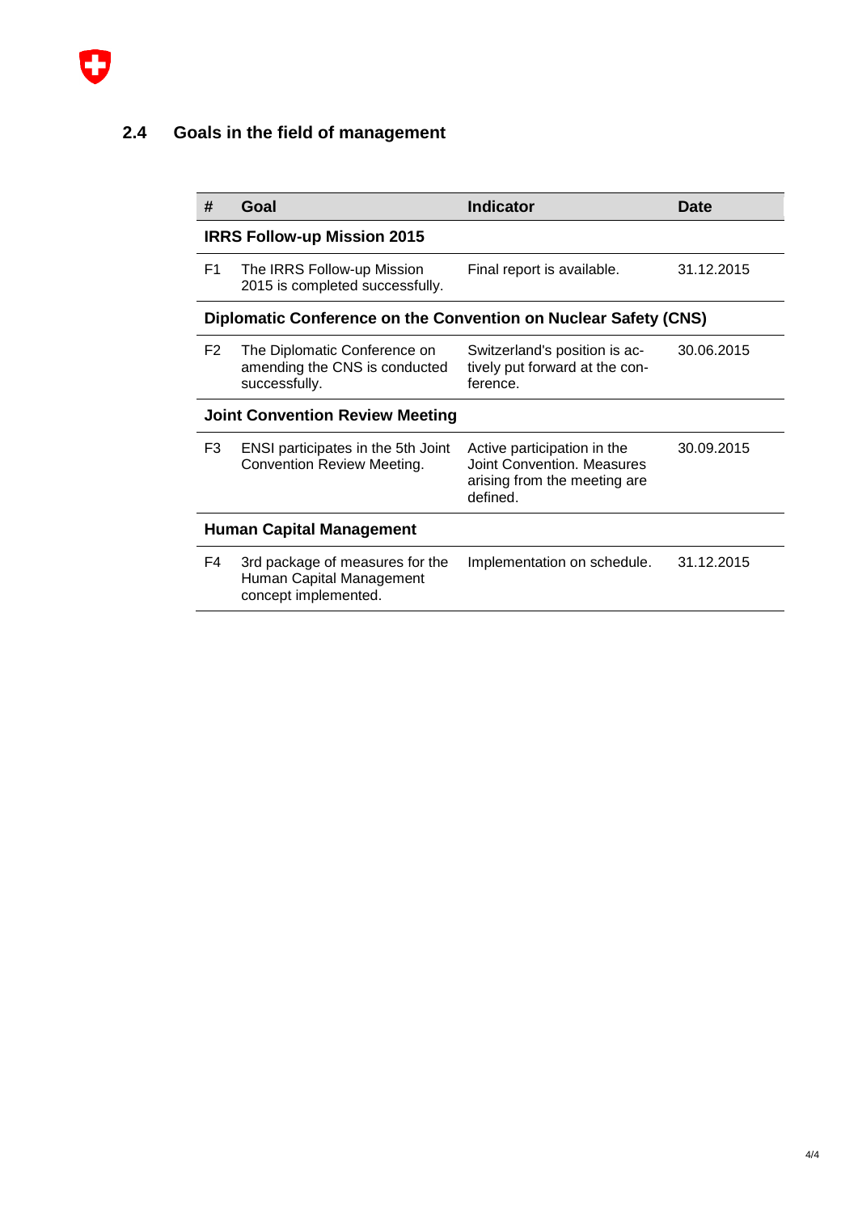## 2.4 Goals in the field of management

| # | Goal | Indicator | Date |
|---|---|---|---|
| **IRRS Follow-up Mission 2015** | | | |
| F1 | The IRRS Follow-up Mission 2015 is completed successfully. | Final report is available. | 31.12.2015 |
| **Diplomatic Conference on the Convention on Nuclear Safety (CNS)** | | | |
| F2 | The Diplomatic Conference on amending the CNS is conducted successfully. | Switzerland's position is actively put forward at the conference. | 30.06.2015 |
| **Joint Convention Review Meeting** | | | |
| F3 | ENSI participates in the 5th Joint Convention Review Meeting. | Active participation in the Joint Convention. Measures arising from the meeting are defined. | 30.09.2015 |
| **Human Capital Management** | | | |
| F4 | 3rd package of measures for the Human Capital Management concept implemented. | Implementation on schedule. | 31.12.2015 |